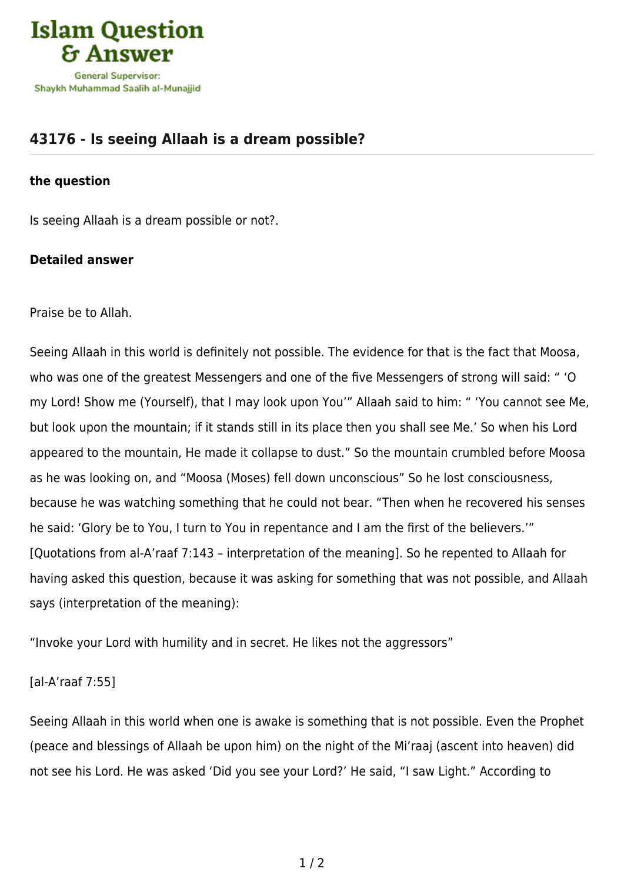Islam Question & Answer

General Supervisor: Shaykh Muhammad Saalih al-Munajjid

## 43176 - Is seeing Allaah is a dream possible?

### the question

Is seeing Allaah is a dream possible or not?.

### Detailed answer

Praise be to Allah.

Seeing Allaah in this world is definitely not possible. The evidence for that is the fact that Moosa, who was one of the greatest Messengers and one of the five Messengers of strong will said: " 'O my Lord! Show me (Yourself), that I may look upon You'" Allaah said to him: " 'You cannot see Me, but look upon the mountain; if it stands still in its place then you shall see Me.' So when his Lord appeared to the mountain, He made it collapse to dust." So the mountain crumbled before Moosa as he was looking on, and "Moosa (Moses) fell down unconscious" So he lost consciousness, because he was watching something that he could not bear. "Then when he recovered his senses he said: 'Glory be to You, I turn to You in repentance and I am the first of the believers.'" [Quotations from al-A'raaf 7:143 – interpretation of the meaning]. So he repented to Allaah for having asked this question, because it was asking for something that was not possible, and Allaah says (interpretation of the meaning):

"Invoke your Lord with humility and in secret. He likes not the aggressors"

[al-A'raaf 7:55]

Seeing Allaah in this world when one is awake is something that is not possible. Even the Prophet (peace and blessings of Allaah be upon him) on the night of the Mi'raaj (ascent into heaven) did not see his Lord. He was asked 'Did you see your Lord?' He said, "I saw Light." According to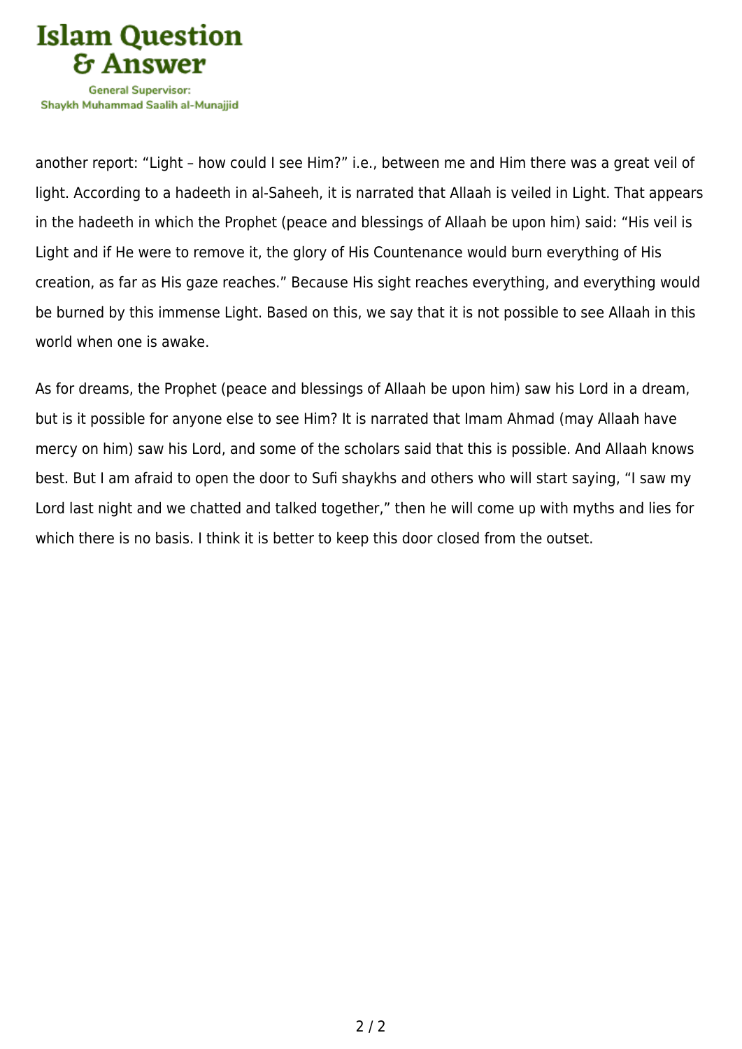another report: "Light – how could I see Him?" i.e., between me and Him there was a great veil of light. According to a hadeeth in al-Saheeh, it is narrated that Allaah is veiled in Light. That appears in the hadeeth in which the Prophet (peace and blessings of Allaah be upon him) said: "His veil is Light and if He were to remove it, the glory of His Countenance would burn everything of His creation, as far as His gaze reaches." Because His sight reaches everything, and everything would be burned by this immense Light. Based on this, we say that it is not possible to see Allaah in this world when one is awake.

As for dreams, the Prophet (peace and blessings of Allaah be upon him) saw his Lord in a dream, but is it possible for anyone else to see Him? It is narrated that Imam Ahmad (may Allaah have mercy on him) saw his Lord, and some of the scholars said that this is possible. And Allaah knows best. But I am afraid to open the door to Sufi shaykhs and others who will start saying, "I saw my Lord last night and we chatted and talked together," then he will come up with myths and lies for which there is no basis. I think it is better to keep this door closed from the outset.